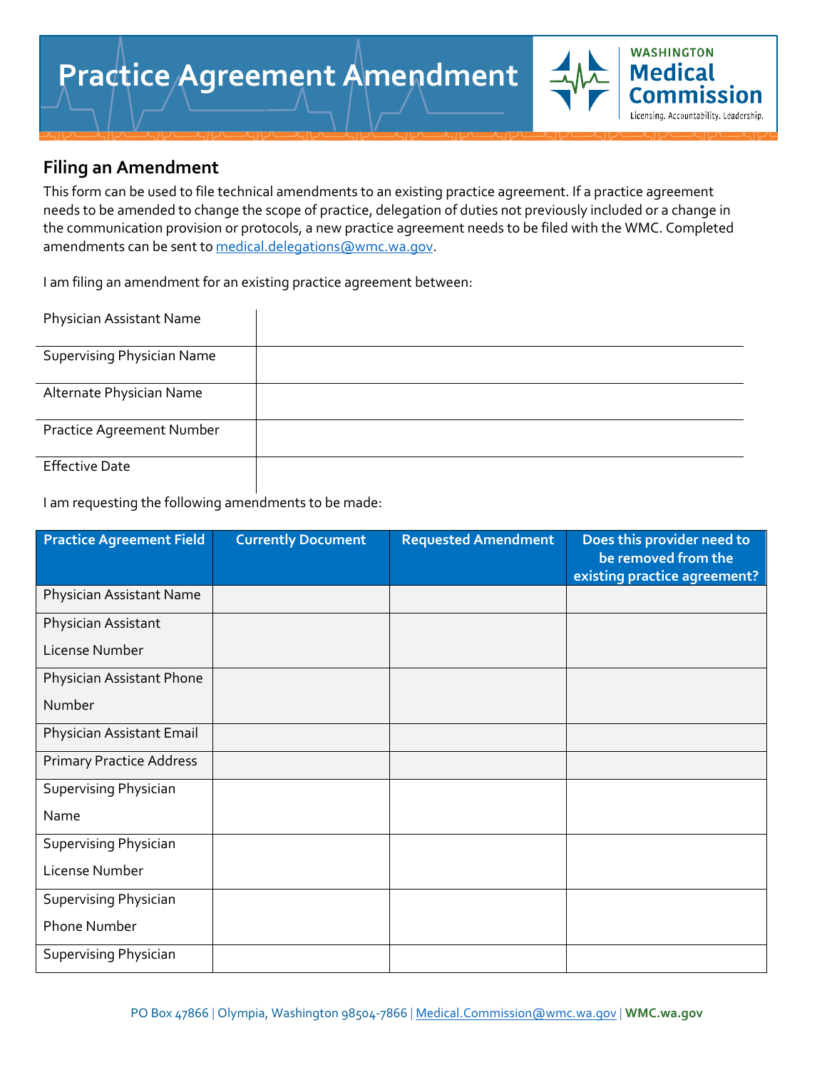# Practice Agreement Amendment

## Filing an Amendment

This form can be used to file technical amendments to an existing practice agreement. If a practice agreement needs to be amended to change the scope of practice, delegation of duties not previously included or a change in the communication provision or protocols, a new practice agreement needs to be filed with the WMC. Completed amendments can be sent to medical.delegations@wmc.wa.gov.

I am filing an amendment for an existing practice agreement between:

| | |
|---|---|
| Physician Assistant Name | |
| Supervising Physician Name | |
| Alternate Physician Name | |
| Practice Agreement Number | |
| Effective Date | |

I am requesting the following amendments to be made:

| Practice Agreement Field | Currently Document | Requested Amendment | Does this provider need to be removed from the existing practice agreement? |
|---|---|---|---|
| Physician Assistant Name | | | |
| Physician Assistant License Number | | | |
| Physician Assistant Phone Number | | | |
| Physician Assistant Email | | | |
| Primary Practice Address | | | |
| Supervising Physician Name | | | |
| Supervising Physician License Number | | | |
| Supervising Physician Phone Number | | | |
| Supervising Physician | | | |

PO Box 47866 | Olympia, Washington 98504-7866 | Medical.Commission@wmc.wa.gov | WMC.wa.gov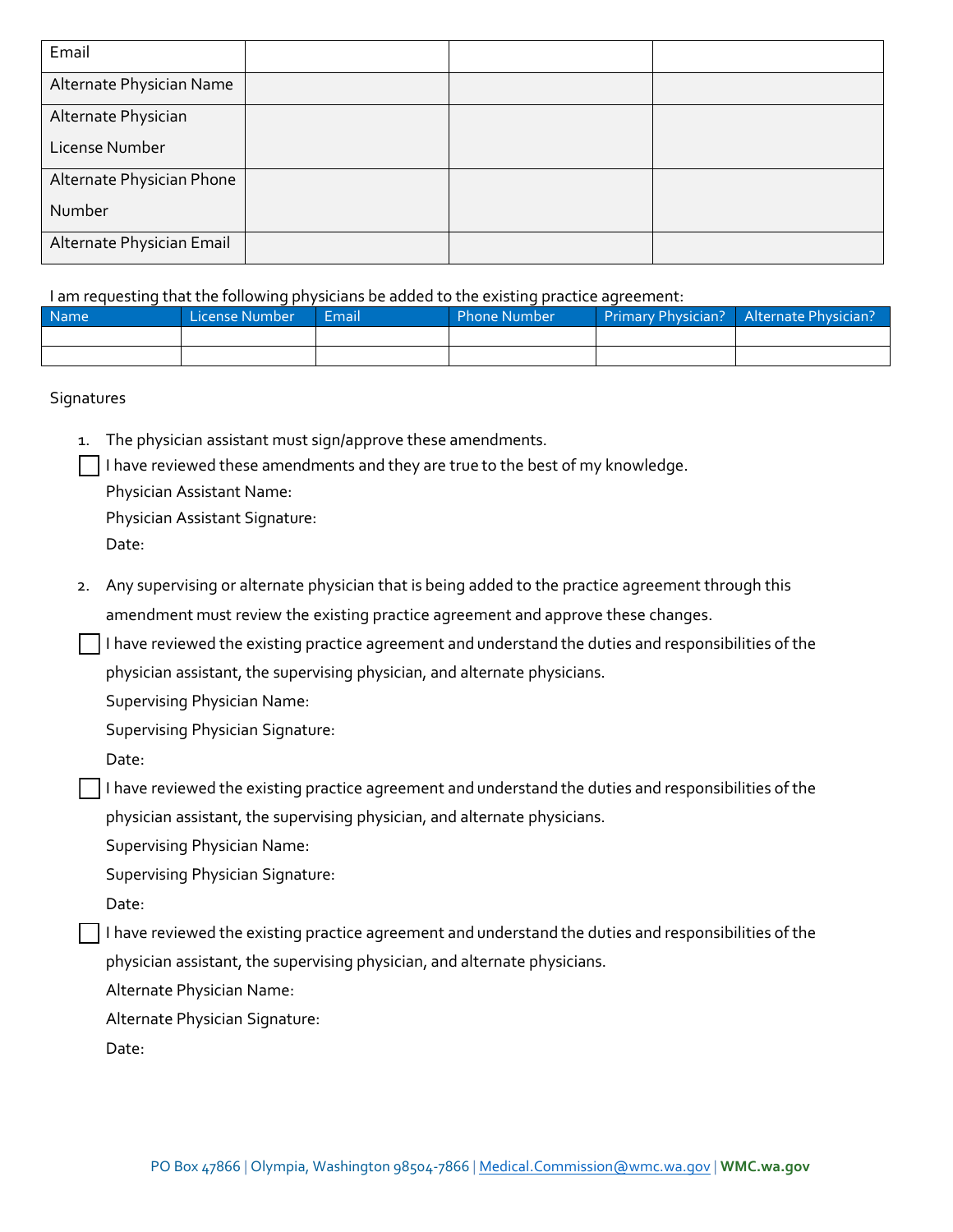| | | | |
|---|---|---|---|
| Email | | | |
| Alternate Physician Name | | | |
| Alternate Physician License Number | | | |
| Alternate Physician Phone Number | | | |
| Alternate Physician Email | | | |

I am requesting that the following physicians be added to the existing practice agreement:

| Name | License Number | Email | Phone Number | Primary Physician? | Alternate Physician? |
|---|---|---|---|---|---|
| | | | | | |
| | | | | | |

Signatures

1. The physician assistant must sign/approve these amendments.

☐ I have reviewed these amendments and they are true to the best of my knowledge.

Physician Assistant Name:

Physician Assistant Signature:

Date:

2. Any supervising or alternate physician that is being added to the practice agreement through this amendment must review the existing practice agreement and approve these changes.

☐ I have reviewed the existing practice agreement and understand the duties and responsibilities of the physician assistant, the supervising physician, and alternate physicians.

Supervising Physician Name:

Supervising Physician Signature:

Date:

☐ I have reviewed the existing practice agreement and understand the duties and responsibilities of the physician assistant, the supervising physician, and alternate physicians.

Supervising Physician Name:

Supervising Physician Signature:

Date:

☐ I have reviewed the existing practice agreement and understand the duties and responsibilities of the physician assistant, the supervising physician, and alternate physicians.

Alternate Physician Name:

Alternate Physician Signature:

Date: